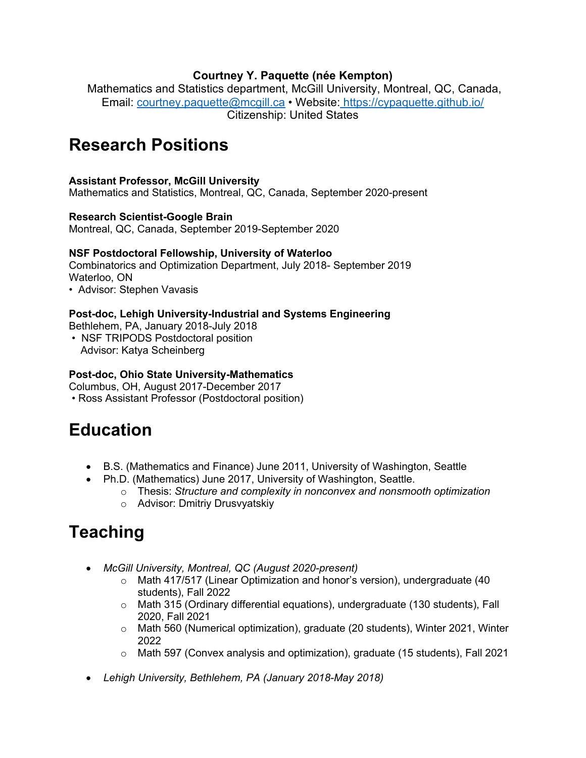**Courtney Y. Paquette (née Kempton)**

Mathematics and Statistics department, McGill University, Montreal, QC, Canada,

Email: courtney.paquette@mcgill.ca • Website: https://cypaquette.github.io/

Citizenship: United States

# Research Positions

**Assistant Professor, McGill University**

Mathematics and Statistics, Montreal, QC, Canada, September 2020-present

**Research Scientist-Google Brain**

Montreal, QC, Canada, September 2019-September 2020

**NSF Postdoctoral Fellowship, University of Waterloo**

Combinatorics and Optimization Department, July 2018- September 2019

Waterloo, ON

- Advisor: Stephen Vavasis

**Post-doc, Lehigh University-Industrial and Systems Engineering**

Bethlehem, PA, January 2018-July 2018

- NSF TRIPODS Postdoctoral position
  Advisor: Katya Scheinberg

**Post-doc, Ohio State University-Mathematics**

Columbus, OH, August 2017-December 2017

- Ross Assistant Professor (Postdoctoral position)

# Education

- B.S. (Mathematics and Finance) June 2011, University of Washington, Seattle
- Ph.D. (Mathematics) June 2017, University of Washington, Seattle.
  - Thesis: *Structure and complexity in nonconvex and nonsmooth optimization*
  - Advisor: Dmitriy Drusvyatskiy

# Teaching

- *McGill University, Montreal, QC (August 2020-present)*
  - Math 417/517 (Linear Optimization and honor's version), undergraduate (40 students), Fall 2022
  - Math 315 (Ordinary differential equations), undergraduate (130 students), Fall 2020, Fall 2021
  - Math 560 (Numerical optimization), graduate (20 students), Winter 2021, Winter 2022
  - Math 597 (Convex analysis and optimization), graduate (15 students), Fall 2021
- *Lehigh University, Bethlehem, PA (January 2018-May 2018)*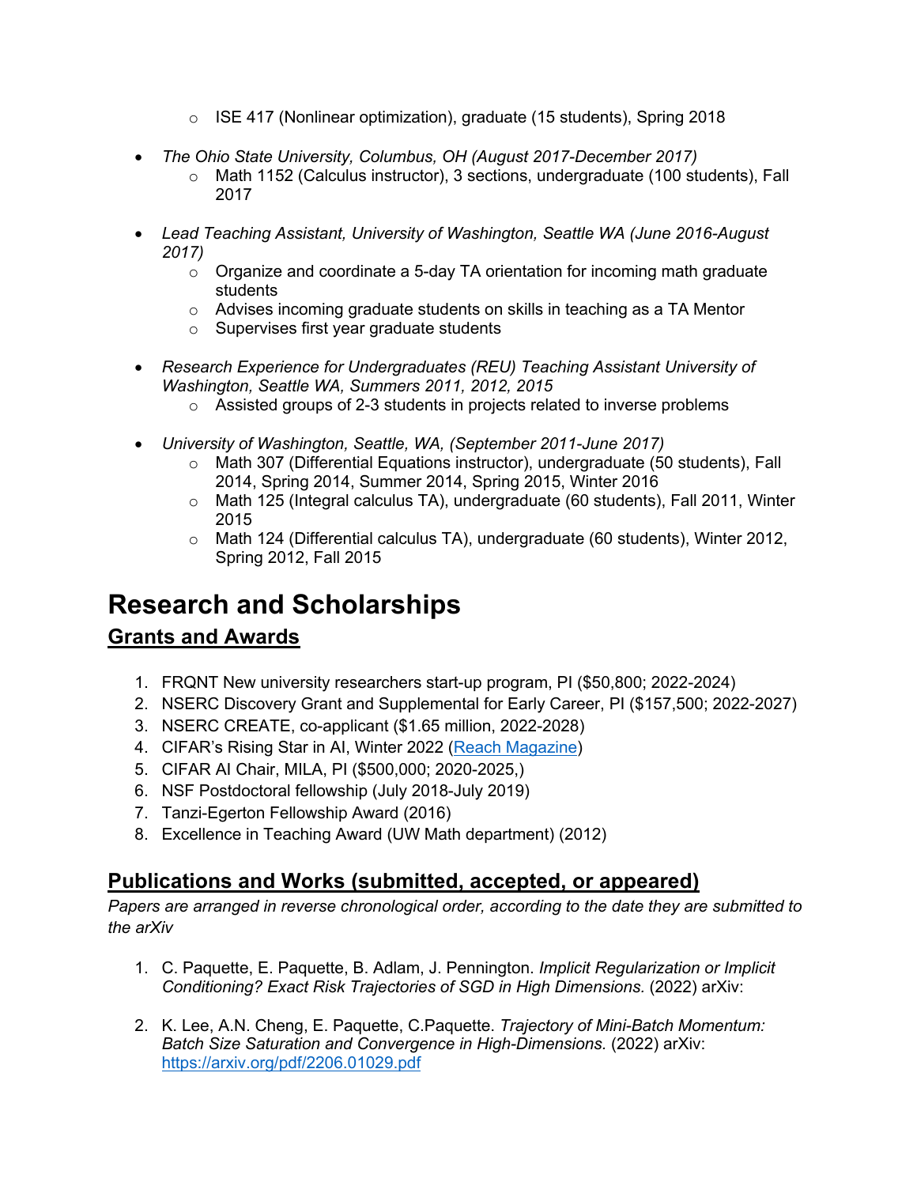- ISE 417 (Nonlinear optimization), graduate (15 students), Spring 2018

- *The Ohio State University, Columbus, OH (August 2017-December 2017)*
   - Math 1152 (Calculus instructor), 3 sections, undergraduate (100 students), Fall 2017

- *Lead Teaching Assistant, University of Washington, Seattle WA (June 2016-August 2017)*
   - Organize and coordinate a 5-day TA orientation for incoming math graduate students
   - Advises incoming graduate students on skills in teaching as a TA Mentor
   - Supervises first year graduate students

- *Research Experience for Undergraduates (REU) Teaching Assistant University of Washington, Seattle WA, Summers 2011, 2012, 2015*
   - Assisted groups of 2-3 students in projects related to inverse problems

- *University of Washington, Seattle, WA, (September 2011-June 2017)*
   - Math 307 (Differential Equations instructor), undergraduate (50 students), Fall 2014, Spring 2014, Summer 2014, Spring 2015, Winter 2016
   - Math 125 (Integral calculus TA), undergraduate (60 students), Fall 2011, Winter 2015
   - Math 124 (Differential calculus TA), undergraduate (60 students), Winter 2012, Spring 2012, Fall 2015

# Research and Scholarships

## Grants and Awards

1. FRQNT New university researchers start-up program, PI ($50,800; 2022-2024)
2. NSERC Discovery Grant and Supplemental for Early Career, PI ($157,500; 2022-2027)
3. NSERC CREATE, co-applicant ($1.65 million, 2022-2028)
4. CIFAR's Rising Star in AI, Winter 2022 (Reach Magazine)
5. CIFAR AI Chair, MILA, PI ($500,000; 2020-2025,)
6. NSF Postdoctoral fellowship (July 2018-July 2019)
7. Tanzi-Egerton Fellowship Award (2016)
8. Excellence in Teaching Award (UW Math department) (2012)

## Publications and Works (submitted, accepted, or appeared)

*Papers are arranged in reverse chronological order, according to the date they are submitted to the arXiv*

1. C. Paquette, E. Paquette, B. Adlam, J. Pennington. *Implicit Regularization or Implicit Conditioning? Exact Risk Trajectories of SGD in High Dimensions.* (2022) arXiv:

2. K. Lee, A.N. Cheng, E. Paquette, C.Paquette. *Trajectory of Mini-Batch Momentum: Batch Size Saturation and Convergence in High-Dimensions.* (2022) arXiv: https://arxiv.org/pdf/2206.01029.pdf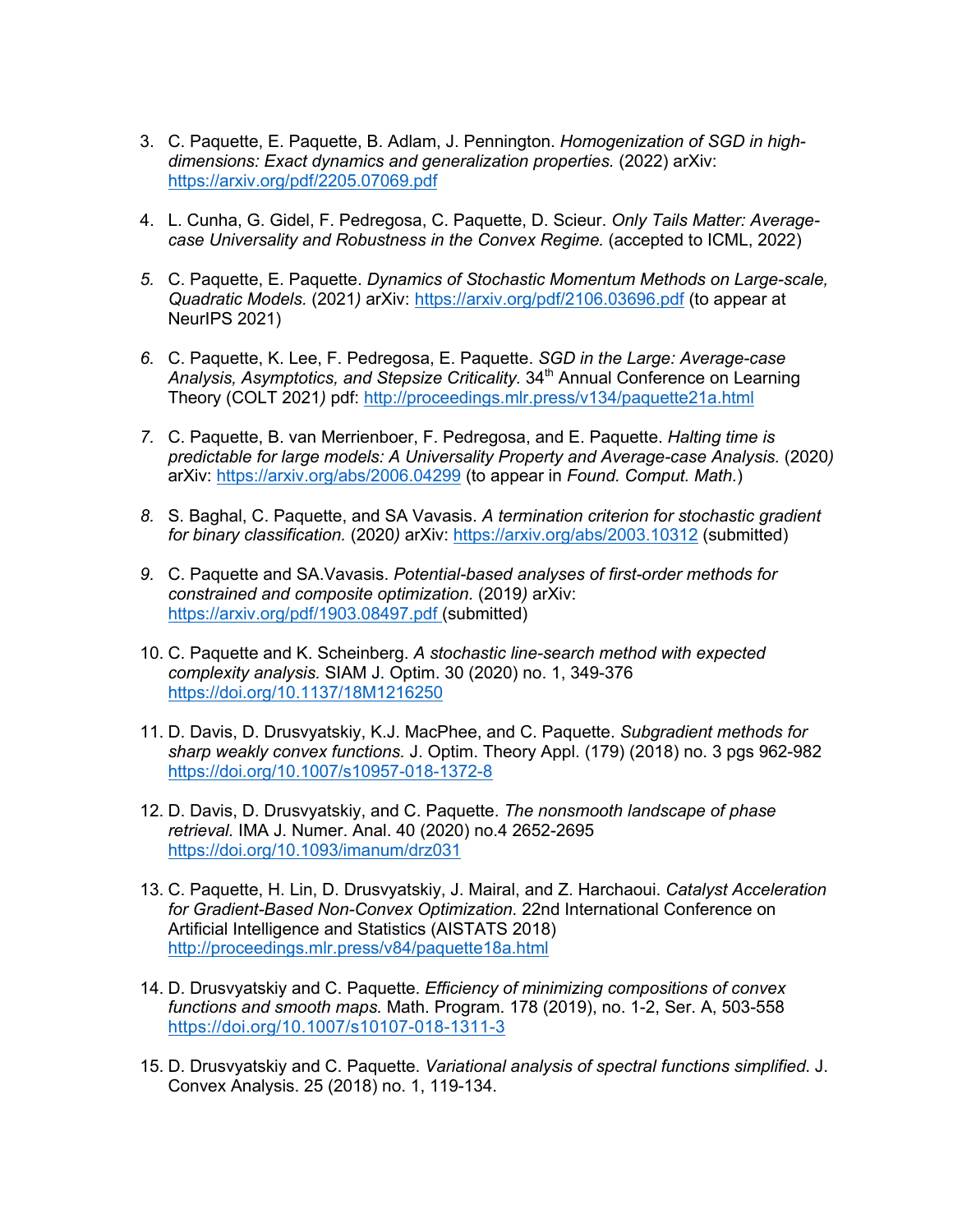3. C. Paquette, E. Paquette, B. Adlam, J. Pennington. *Homogenization of SGD in high-dimensions: Exact dynamics and generalization properties.* (2022) arXiv: https://arxiv.org/pdf/2205.07069.pdf

4. L. Cunha, G. Gidel, F. Pedregosa, C. Paquette, D. Scieur. *Only Tails Matter: Average-case Universality and Robustness in the Convex Regime.* (accepted to ICML, 2022)

5. C. Paquette, E. Paquette. *Dynamics of Stochastic Momentum Methods on Large-scale, Quadratic Models.* (2021) arXiv: https://arxiv.org/pdf/2106.03696.pdf (to appear at NeurIPS 2021)

6. C. Paquette, K. Lee, F. Pedregosa, E. Paquette. *SGD in the Large: Average-case Analysis, Asymptotics, and Stepsize Criticality.* 34th Annual Conference on Learning Theory (COLT 2021) pdf: http://proceedings.mlr.press/v134/paquette21a.html

7. C. Paquette, B. van Merrienboer, F. Pedregosa, and E. Paquette. *Halting time is predictable for large models: A Universality Property and Average-case Analysis.* (2020) arXiv: https://arxiv.org/abs/2006.04299 (to appear in *Found. Comput. Math.*)

8. S. Baghal, C. Paquette, and SA Vavasis. *A termination criterion for stochastic gradient for binary classification.* (2020) arXiv: https://arxiv.org/abs/2003.10312 (submitted)

9. C. Paquette and SA.Vavasis. *Potential-based analyses of first-order methods for constrained and composite optimization.* (2019) arXiv: https://arxiv.org/pdf/1903.08497.pdf (submitted)

10. C. Paquette and K. Scheinberg. *A stochastic line-search method with expected complexity analysis.* SIAM J. Optim. 30 (2020) no. 1, 349-376 https://doi.org/10.1137/18M1216250

11. D. Davis, D. Drusvyatskiy, K.J. MacPhee, and C. Paquette. *Subgradient methods for sharp weakly convex functions.* J. Optim. Theory Appl. (179) (2018) no. 3 pgs 962-982 https://doi.org/10.1007/s10957-018-1372-8

12. D. Davis, D. Drusvyatskiy, and C. Paquette. *The nonsmooth landscape of phase retrieval.* IMA J. Numer. Anal. 40 (2020) no.4 2652-2695 https://doi.org/10.1093/imanum/drz031

13. C. Paquette, H. Lin, D. Drusvyatskiy, J. Mairal, and Z. Harchaoui. *Catalyst Acceleration for Gradient-Based Non-Convex Optimization.* 22nd International Conference on Artificial Intelligence and Statistics (AISTATS 2018) http://proceedings.mlr.press/v84/paquette18a.html

14. D. Drusvyatskiy and C. Paquette. *Efficiency of minimizing compositions of convex functions and smooth maps.* Math. Program. 178 (2019), no. 1-2, Ser. A, 503-558 https://doi.org/10.1007/s10107-018-1311-3

15. D. Drusvyatskiy and C. Paquette. *Variational analysis of spectral functions simplified.* J. Convex Analysis. 25 (2018) no. 1, 119-134.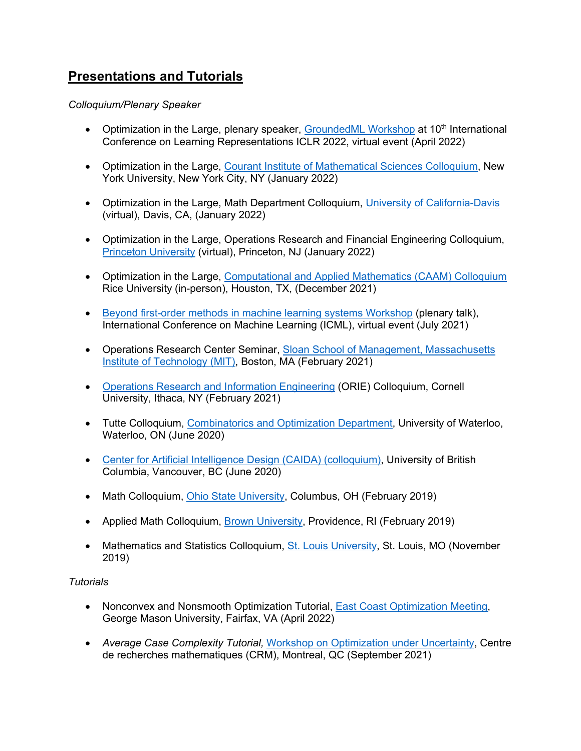## **Presentations and Tutorials**

*Colloquium/Plenary Speaker*

- Optimization in the Large, plenary speaker, GroundedML Workshop at 10th International Conference on Learning Representations ICLR 2022, virtual event (April 2022)

- Optimization in the Large, Courant Institute of Mathematical Sciences Colloquium, New York University, New York City, NY (January 2022)

- Optimization in the Large, Math Department Colloquium, University of California-Davis (virtual), Davis, CA, (January 2022)

- Optimization in the Large, Operations Research and Financial Engineering Colloquium, Princeton University (virtual), Princeton, NJ (January 2022)

- Optimization in the Large, Computational and Applied Mathematics (CAAM) Colloquium Rice University (in-person), Houston, TX, (December 2021)

- Beyond first-order methods in machine learning systems Workshop (plenary talk), International Conference on Machine Learning (ICML), virtual event (July 2021)

- Operations Research Center Seminar, Sloan School of Management, Massachusetts Institute of Technology (MIT), Boston, MA (February 2021)

- Operations Research and Information Engineering (ORIE) Colloquium, Cornell University, Ithaca, NY (February 2021)

- Tutte Colloquium, Combinatorics and Optimization Department, University of Waterloo, Waterloo, ON (June 2020)

- Center for Artificial Intelligence Design (CAIDA) (colloquium), University of British Columbia, Vancouver, BC (June 2020)

- Math Colloquium, Ohio State University, Columbus, OH (February 2019)

- Applied Math Colloquium, Brown University, Providence, RI (February 2019)

- Mathematics and Statistics Colloquium, St. Louis University, St. Louis, MO (November 2019)

*Tutorials*

- Nonconvex and Nonsmooth Optimization Tutorial, East Coast Optimization Meeting, George Mason University, Fairfax, VA (April 2022)

- *Average Case Complexity Tutorial,* Workshop on Optimization under Uncertainty, Centre de recherches mathematiques (CRM), Montreal, QC (September 2021)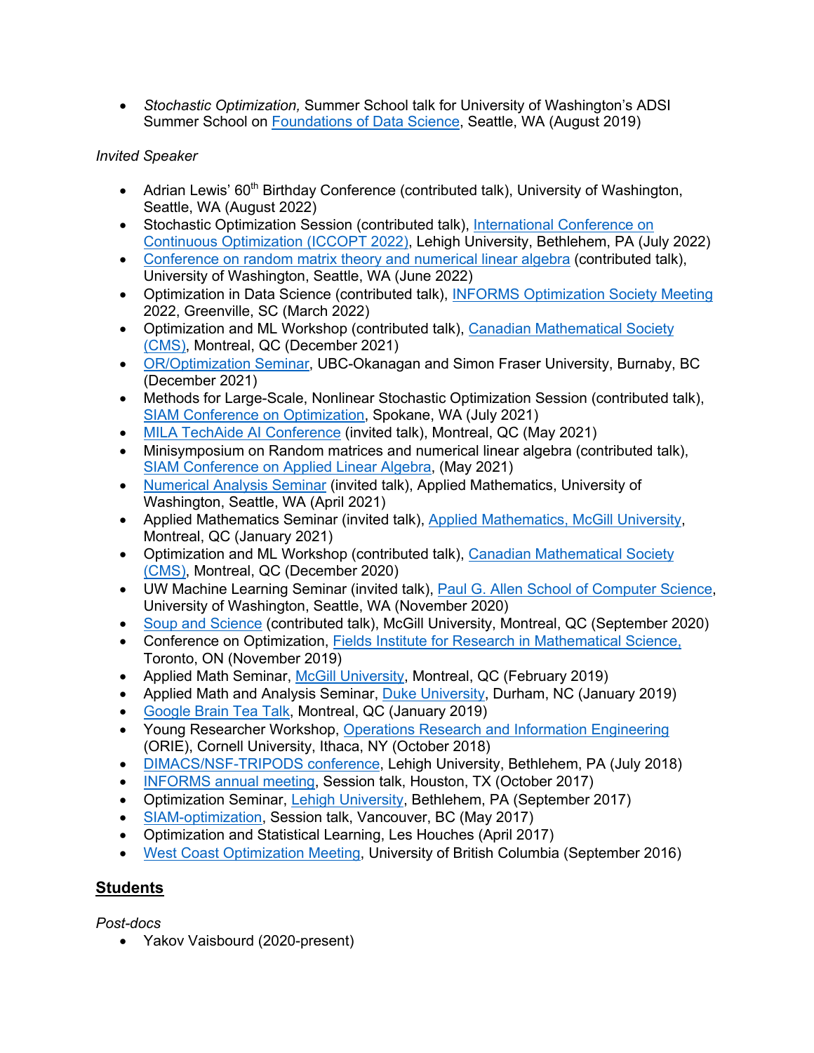- *Stochastic Optimization,* Summer School talk for University of Washington's ADSI Summer School on Foundations of Data Science, Seattle, WA (August 2019)

*Invited Speaker*

- Adrian Lewis' 60th Birthday Conference (contributed talk), University of Washington, Seattle, WA (August 2022)
- Stochastic Optimization Session (contributed talk), International Conference on Continuous Optimization (ICCOPT 2022), Lehigh University, Bethlehem, PA (July 2022)
- Conference on random matrix theory and numerical linear algebra (contributed talk), University of Washington, Seattle, WA (June 2022)
- Optimization in Data Science (contributed talk), INFORMS Optimization Society Meeting 2022, Greenville, SC (March 2022)
- Optimization and ML Workshop (contributed talk), Canadian Mathematical Society (CMS), Montreal, QC (December 2021)
- OR/Optimization Seminar, UBC-Okanagan and Simon Fraser University, Burnaby, BC (December 2021)
- Methods for Large-Scale, Nonlinear Stochastic Optimization Session (contributed talk), SIAM Conference on Optimization, Spokane, WA (July 2021)
- MILA TechAide AI Conference (invited talk), Montreal, QC (May 2021)
- Minisymposium on Random matrices and numerical linear algebra (contributed talk), SIAM Conference on Applied Linear Algebra, (May 2021)
- Numerical Analysis Seminar (invited talk), Applied Mathematics, University of Washington, Seattle, WA (April 2021)
- Applied Mathematics Seminar (invited talk), Applied Mathematics, McGill University, Montreal, QC (January 2021)
- Optimization and ML Workshop (contributed talk), Canadian Mathematical Society (CMS), Montreal, QC (December 2020)
- UW Machine Learning Seminar (invited talk), Paul G. Allen School of Computer Science, University of Washington, Seattle, WA (November 2020)
- Soup and Science (contributed talk), McGill University, Montreal, QC (September 2020)
- Conference on Optimization, Fields Institute for Research in Mathematical Science, Toronto, ON (November 2019)
- Applied Math Seminar, McGill University, Montreal, QC (February 2019)
- Applied Math and Analysis Seminar, Duke University, Durham, NC (January 2019)
- Google Brain Tea Talk, Montreal, QC (January 2019)
- Young Researcher Workshop, Operations Research and Information Engineering (ORIE), Cornell University, Ithaca, NY (October 2018)
- DIMACS/NSF-TRIPODS conference, Lehigh University, Bethlehem, PA (July 2018)
- INFORMS annual meeting, Session talk, Houston, TX (October 2017)
- Optimization Seminar, Lehigh University, Bethlehem, PA (September 2017)
- SIAM-optimization, Session talk, Vancouver, BC (May 2017)
- Optimization and Statistical Learning, Les Houches (April 2017)
- West Coast Optimization Meeting, University of British Columbia (September 2016)

## Students

*Post-docs*

- Yakov Vaisbourd (2020-present)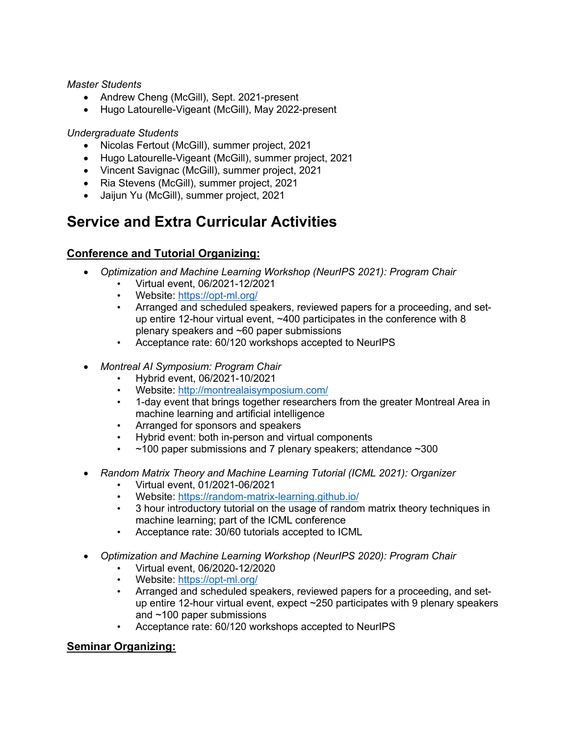*Master Students*

- Andrew Cheng (McGill), Sept. 2021-present
- Hugo Latourelle-Vigeant (McGill), May 2022-present

*Undergraduate Students*

- Nicolas Fertout (McGill), summer project, 2021
- Hugo Latourelle-Vigeant (McGill), summer project, 2021
- Vincent Savignac (McGill), summer project, 2021
- Ria Stevens (McGill), summer project, 2021
- Jaijun Yu (McGill), summer project, 2021

# Service and Extra Curricular Activities

## Conference and Tutorial Organizing:

- *Optimization and Machine Learning Workshop (NeurIPS 2021): Program Chair*
  - Virtual event, 06/2021-12/2021
  - Website: https://opt-ml.org/
  - Arranged and scheduled speakers, reviewed papers for a proceeding, and set-up entire 12-hour virtual event, ~400 participates in the conference with 8 plenary speakers and ~60 paper submissions
  - Acceptance rate: 60/120 workshops accepted to NeurIPS

- *Montreal AI Symposium: Program Chair*
  - Hybrid event, 06/2021-10/2021
  - Website: http://montrealaisymposium.com/
  - 1-day event that brings together researchers from the greater Montreal Area in machine learning and artificial intelligence
  - Arranged for sponsors and speakers
  - Hybrid event: both in-person and virtual components
  - ~100 paper submissions and 7 plenary speakers; attendance ~300

- *Random Matrix Theory and Machine Learning Tutorial (ICML 2021): Organizer*
  - Virtual event, 01/2021-06/2021
  - Website: https://random-matrix-learning.github.io/
  - 3 hour introductory tutorial on the usage of random matrix theory techniques in machine learning; part of the ICML conference
  - Acceptance rate: 30/60 tutorials accepted to ICML

- *Optimization and Machine Learning Workshop (NeurIPS 2020): Program Chair*
  - Virtual event, 06/2020-12/2020
  - Website: https://opt-ml.org/
  - Arranged and scheduled speakers, reviewed papers for a proceeding, and set-up entire 12-hour virtual event, expect ~250 participates with 9 plenary speakers and ~100 paper submissions
  - Acceptance rate: 60/120 workshops accepted to NeurIPS

## Seminar Organizing: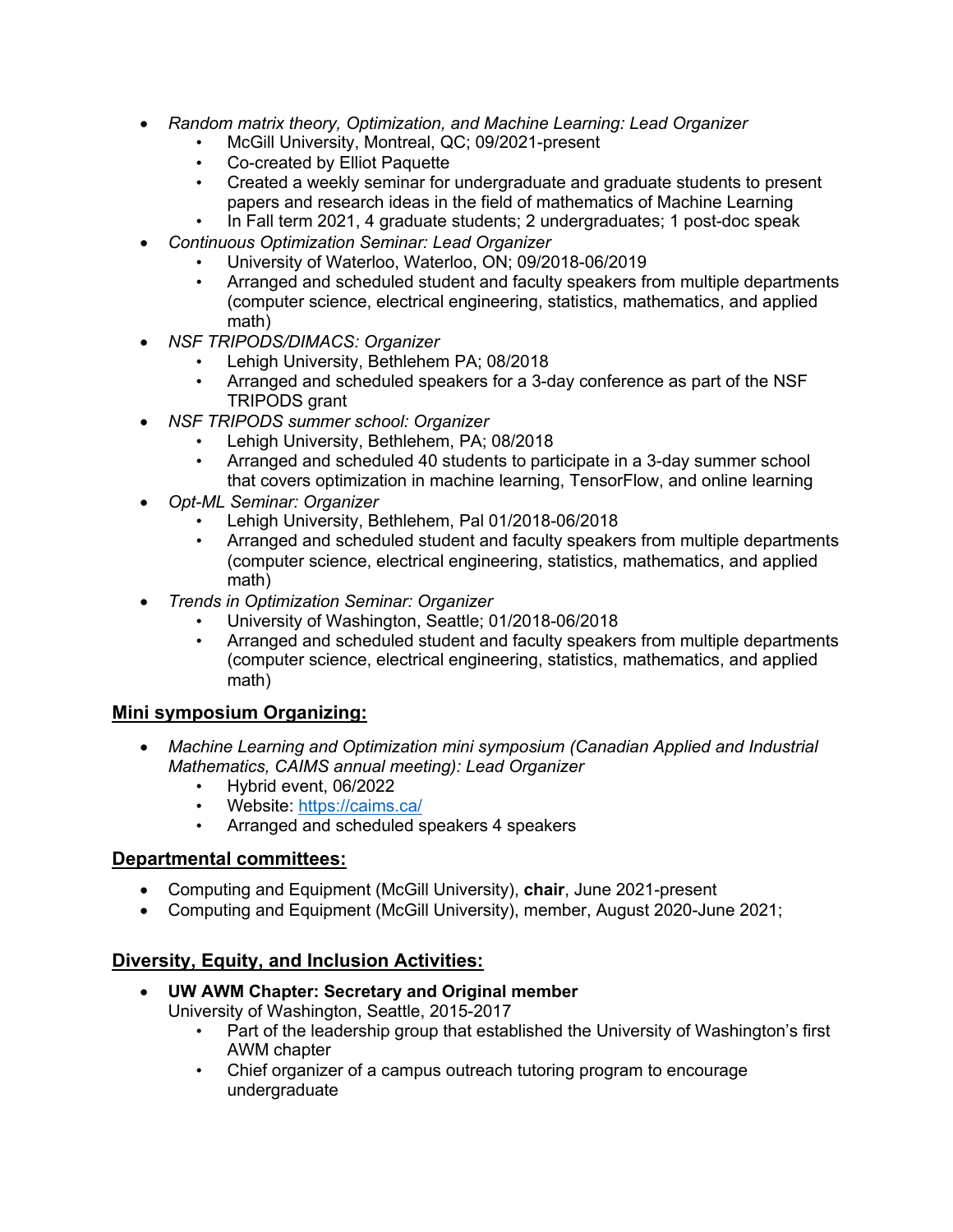- *Random matrix theory, Optimization, and Machine Learning: Lead Organizer*
    - McGill University, Montreal, QC; 09/2021-present
    - Co-created by Elliot Paquette
    - Created a weekly seminar for undergraduate and graduate students to present papers and research ideas in the field of mathematics of Machine Learning
    - In Fall term 2021, 4 graduate students; 2 undergraduates; 1 post-doc speak
- *Continuous Optimization Seminar: Lead Organizer*
    - University of Waterloo, Waterloo, ON; 09/2018-06/2019
    - Arranged and scheduled student and faculty speakers from multiple departments (computer science, electrical engineering, statistics, mathematics, and applied math)
- *NSF TRIPODS/DIMACS: Organizer*
    - Lehigh University, Bethlehem PA; 08/2018
    - Arranged and scheduled speakers for a 3-day conference as part of the NSF TRIPODS grant
- *NSF TRIPODS summer school: Organizer*
    - Lehigh University, Bethlehem, PA; 08/2018
    - Arranged and scheduled 40 students to participate in a 3-day summer school that covers optimization in machine learning, TensorFlow, and online learning
- *Opt-ML Seminar: Organizer*
    - Lehigh University, Bethlehem, Pal 01/2018-06/2018
    - Arranged and scheduled student and faculty speakers from multiple departments (computer science, electrical engineering, statistics, mathematics, and applied math)
- *Trends in Optimization Seminar: Organizer*
    - University of Washington, Seattle; 01/2018-06/2018
    - Arranged and scheduled student and faculty speakers from multiple departments (computer science, electrical engineering, statistics, mathematics, and applied math)

## Mini symposium Organizing:

- *Machine Learning and Optimization mini symposium (Canadian Applied and Industrial Mathematics, CAIMS annual meeting): Lead Organizer*
    - Hybrid event, 06/2022
    - Website: https://caims.ca/
    - Arranged and scheduled speakers 4 speakers

## Departmental committees:

- Computing and Equipment (McGill University), **chair**, June 2021-present
- Computing and Equipment (McGill University), member, August 2020-June 2021;

## Diversity, Equity, and Inclusion Activities:

- **UW AWM Chapter: Secretary and Original member**
  University of Washington, Seattle, 2015-2017
    - Part of the leadership group that established the University of Washington's first AWM chapter
    - Chief organizer of a campus outreach tutoring program to encourage undergraduate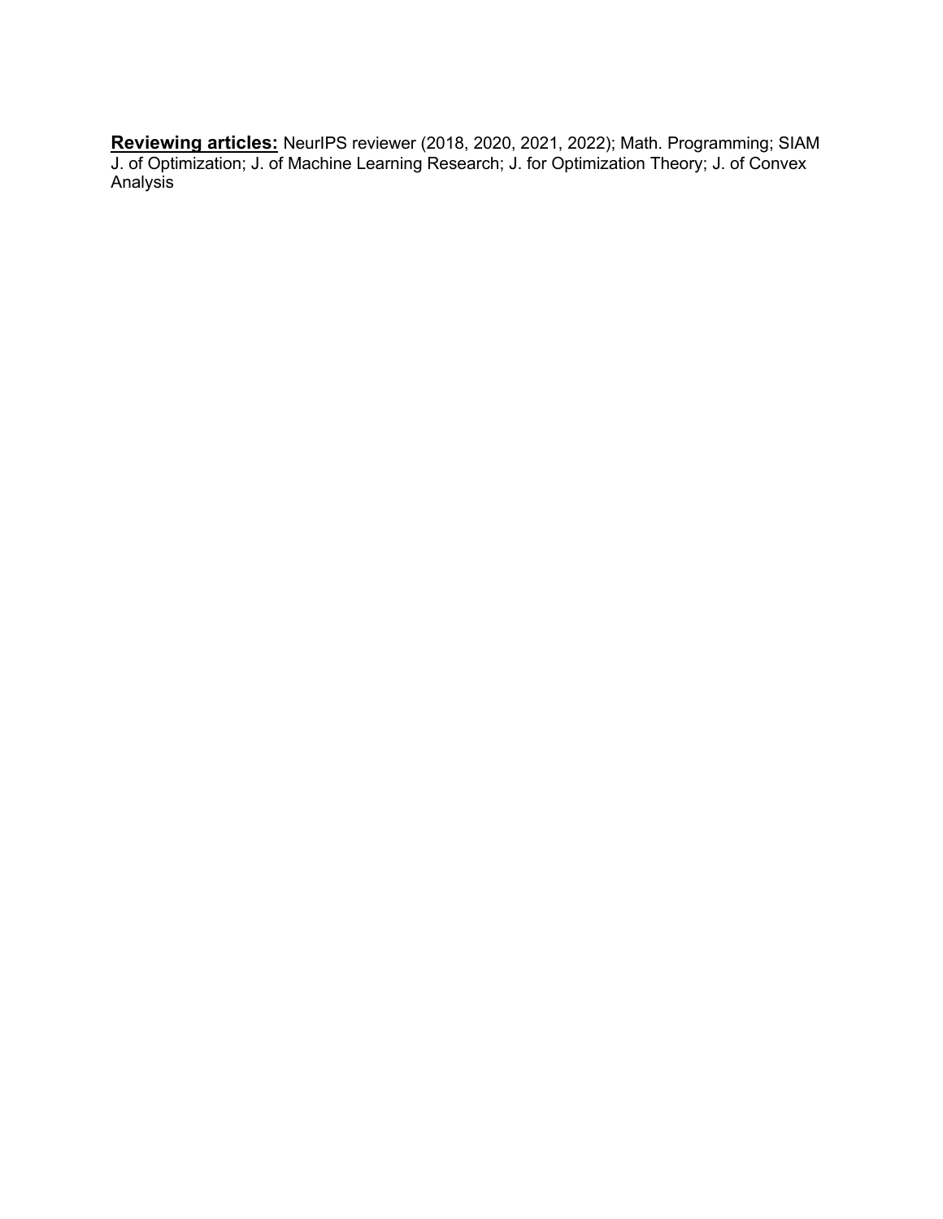**<u>Reviewing articles:</u>** NeurIPS reviewer (2018, 2020, 2021, 2022); Math. Programming; SIAM J. of Optimization; J. of Machine Learning Research; J. for Optimization Theory; J. of Convex Analysis